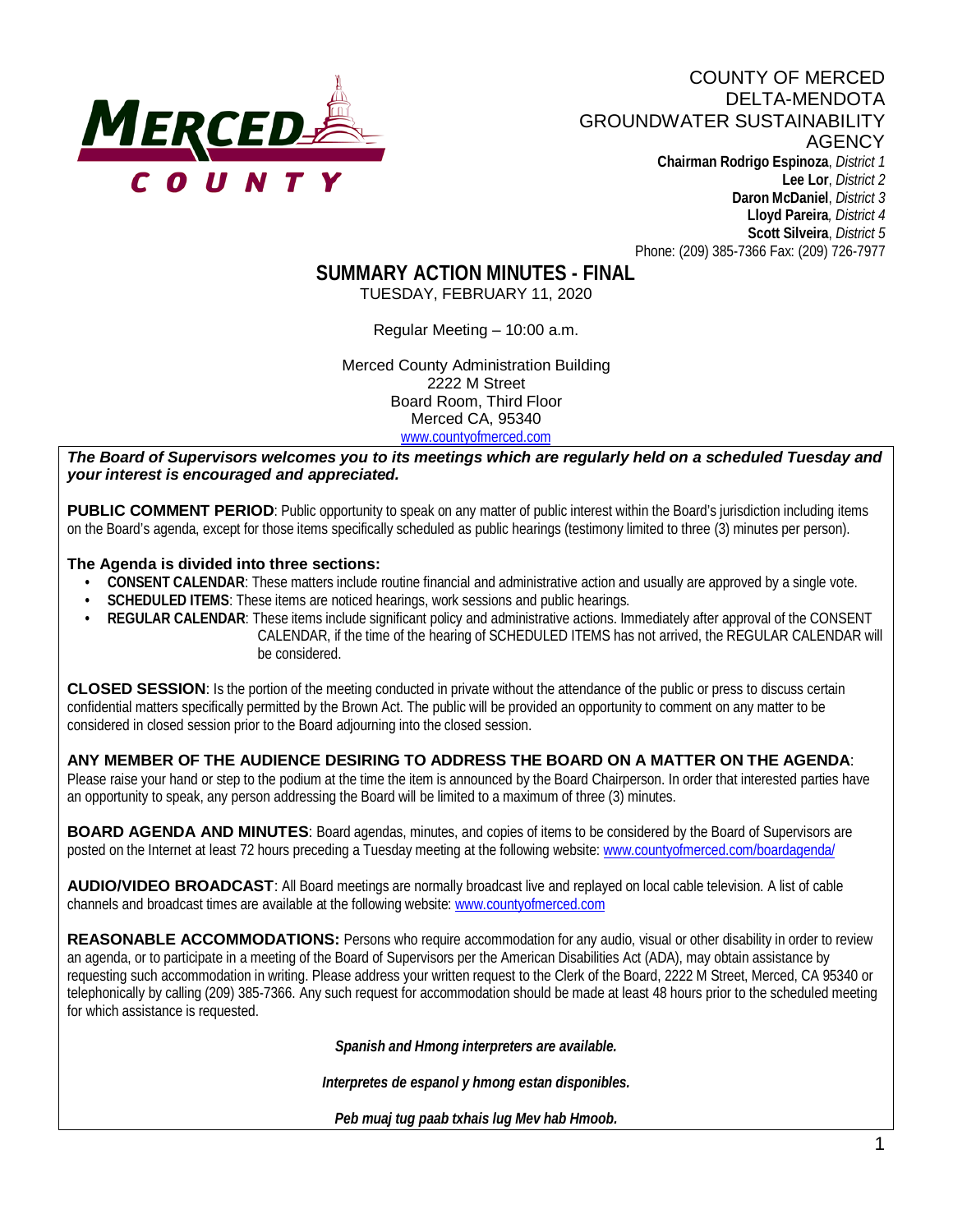COUNTY OF MERCED
DELTA-MENDOTA
GROUNDWATER SUSTAINABILITY
AGENCY

**Chairman Rodrigo Espinoza**, *District 1*
**Lee Lor**, *District 2*
**Daron McDaniel**, *District 3*
**Lloyd Pareira**, *District 4*
**Scott Silveira**, *District 5*
Phone: (209) 385-7366 Fax: (209) 726-7977

# SUMMARY ACTION MINUTES - FINAL

TUESDAY, FEBRUARY 11, 2020

Regular Meeting – 10:00 a.m.

Merced County Administration Building
2222 M Street
Board Room, Third Floor
Merced CA, 95340
www.countyofmerced.com

***The Board of Supervisors welcomes you to its meetings which are regularly held on a scheduled Tuesday and your interest is encouraged and appreciated.***

**PUBLIC COMMENT PERIOD**: Public opportunity to speak on any matter of public interest within the Board's jurisdiction including items on the Board's agenda, except for those items specifically scheduled as public hearings (testimony limited to three (3) minutes per person).

**The Agenda is divided into three sections:**

- **CONSENT CALENDAR**: These matters include routine financial and administrative action and usually are approved by a single vote.
- **SCHEDULED ITEMS**: These items are noticed hearings, work sessions and public hearings.
- **REGULAR CALENDAR**: These items include significant policy and administrative actions. Immediately after approval of the CONSENT CALENDAR, if the time of the hearing of SCHEDULED ITEMS has not arrived, the REGULAR CALENDAR will be considered.

**CLOSED SESSION**: Is the portion of the meeting conducted in private without the attendance of the public or press to discuss certain confidential matters specifically permitted by the Brown Act. The public will be provided an opportunity to comment on any matter to be considered in closed session prior to the Board adjourning into the closed session.

**ANY MEMBER OF THE AUDIENCE DESIRING TO ADDRESS THE BOARD ON A MATTER ON THE AGENDA**: Please raise your hand or step to the podium at the time the item is announced by the Board Chairperson. In order that interested parties have an opportunity to speak, any person addressing the Board will be limited to a maximum of three (3) minutes.

**BOARD AGENDA AND MINUTES**: Board agendas, minutes, and copies of items to be considered by the Board of Supervisors are posted on the Internet at least 72 hours preceding a Tuesday meeting at the following website: www.countyofmerced.com/boardagenda/

**AUDIO/VIDEO BROADCAST**: All Board meetings are normally broadcast live and replayed on local cable television. A list of cable channels and broadcast times are available at the following website: www.countyofmerced.com

**REASONABLE ACCOMMODATIONS:** Persons who require accommodation for any audio, visual or other disability in order to review an agenda, or to participate in a meeting of the Board of Supervisors per the American Disabilities Act (ADA), may obtain assistance by requesting such accommodation in writing. Please address your written request to the Clerk of the Board, 2222 M Street, Merced, CA 95340 or telephonically by calling (209) 385-7366. Any such request for accommodation should be made at least 48 hours prior to the scheduled meeting for which assistance is requested.

***Spanish and Hmong interpreters are available.***

***Interpretes de espanol y hmong estan disponibles.***

***Peb muaj tug paab txhais lug Mev hab Hmoob.***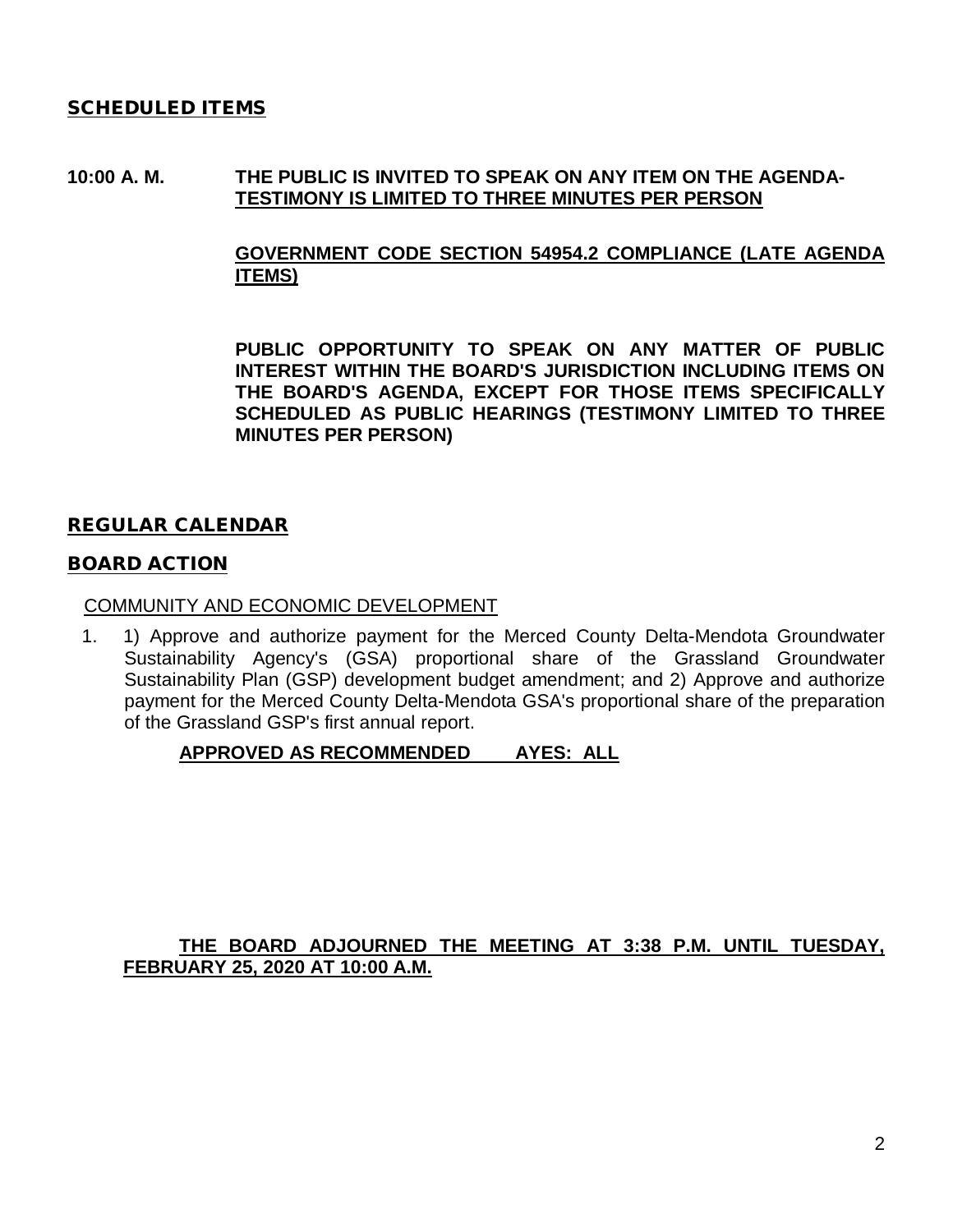## SCHEDULED ITEMS

**10:00 A. M.** **THE PUBLIC IS INVITED TO SPEAK ON ANY ITEM ON THE AGENDA-TESTIMONY IS LIMITED TO THREE MINUTES PER PERSON**

**GOVERNMENT CODE SECTION 54954.2 COMPLIANCE (LATE AGENDA ITEMS)**

**PUBLIC OPPORTUNITY TO SPEAK ON ANY MATTER OF PUBLIC INTEREST WITHIN THE BOARD'S JURISDICTION INCLUDING ITEMS ON THE BOARD'S AGENDA, EXCEPT FOR THOSE ITEMS SPECIFICALLY SCHEDULED AS PUBLIC HEARINGS (TESTIMONY LIMITED TO THREE MINUTES PER PERSON)**

## REGULAR CALENDAR

## BOARD ACTION

COMMUNITY AND ECONOMIC DEVELOPMENT

1. 1) Approve and authorize payment for the Merced County Delta-Mendota Groundwater Sustainability Agency's (GSA) proportional share of the Grassland Groundwater Sustainability Plan (GSP) development budget amendment; and 2) Approve and authorize payment for the Merced County Delta-Mendota GSA's proportional share of the preparation of the Grassland GSP's first annual report.

   **APPROVED AS RECOMMENDED AYES: ALL**

**THE BOARD ADJOURNED THE MEETING AT 3:38 P.M. UNTIL TUESDAY, FEBRUARY 25, 2020 AT 10:00 A.M.**